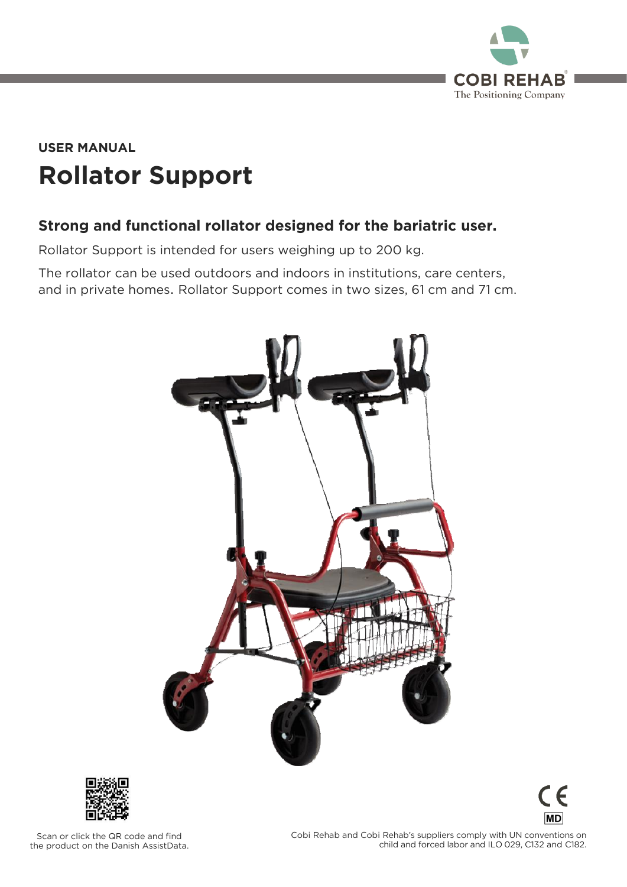USER MANUAL

# Rollator Support

## Strong and functional rollator designed for the bariatric user.

Rollator Support is intended for users weighing up to 200 kg.

The rollator can be used outdoors and indoors in institutions, care centers, and in private homes. Rollator Support comes in two sizes, 61 cm and 71 cm.

Scan or click the QR code and find the product on the Danish AssistData.

Cobi Rehab and Cobi Rehab's suppliers comply with UN conventions on child and forced labor and ILO 029, C132 and C182.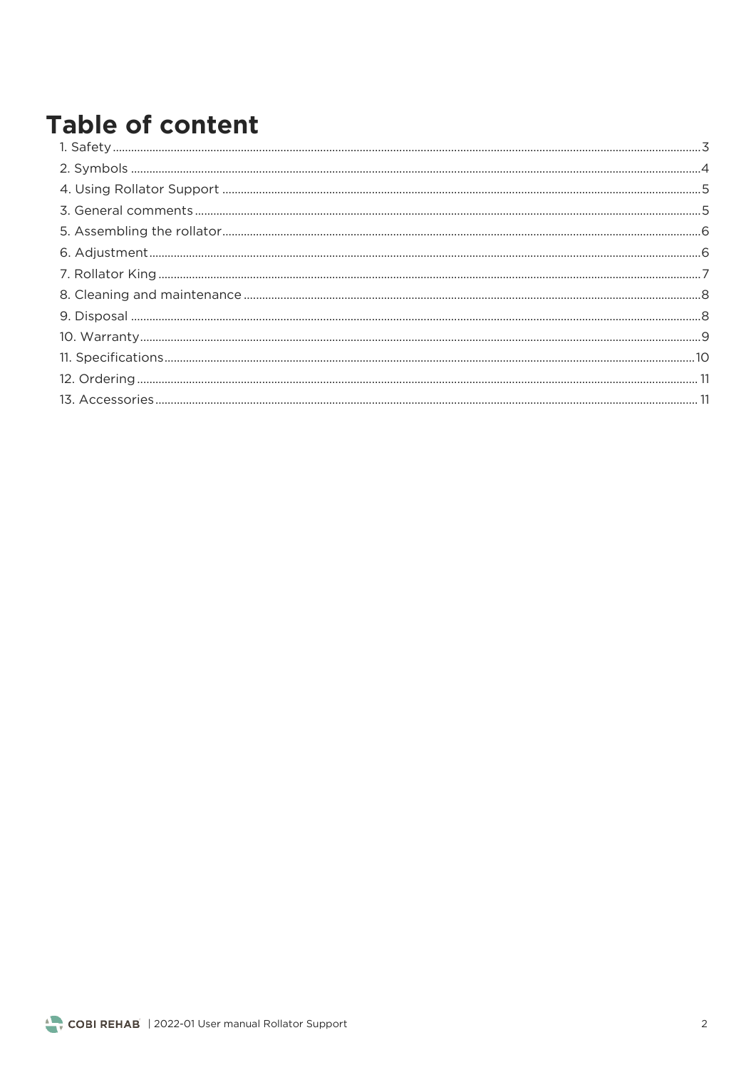# Table of content

1. Safety ....... 3
2. Symbols ....... 4
4. Using Rollator Support ....... 5
3. General comments ....... 5
5. Assembling the rollator ....... 6
6. Adjustment ....... 6
7. Rollator King ....... 7
8. Cleaning and maintenance ....... 8
9. Disposal ....... 8
10. Warranty ....... 9
11. Specifications ....... 10
12. Ordering ....... 11
13. Accessories ....... 11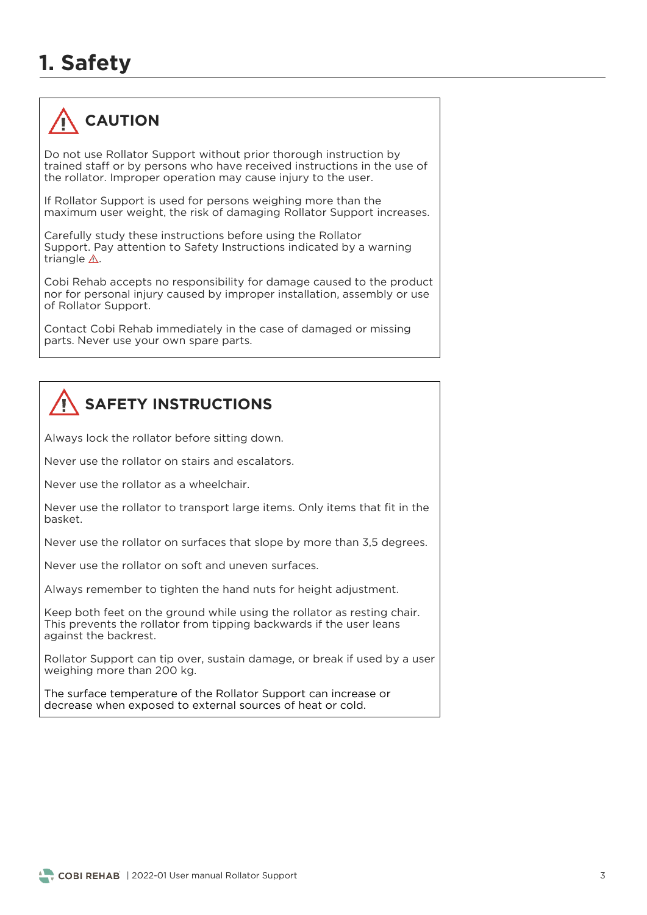# 1. Safety

## ⚠ CAUTION

Do not use Rollator Support without prior thorough instruction by trained staff or by persons who have received instructions in the use of the rollator. Improper operation may cause injury to the user.

If Rollator Support is used for persons weighing more than the maximum user weight, the risk of damaging Rollator Support increases.

Carefully study these instructions before using the Rollator Support. Pay attention to Safety Instructions indicated by a warning triangle ⚠.

Cobi Rehab accepts no responsibility for damage caused to the product nor for personal injury caused by improper installation, assembly or use of Rollator Support.

Contact Cobi Rehab immediately in the case of damaged or missing parts. Never use your own spare parts.

## ⚠ SAFETY INSTRUCTIONS

Always lock the rollator before sitting down.

Never use the rollator on stairs and escalators.

Never use the rollator as a wheelchair.

Never use the rollator to transport large items. Only items that fit in the basket.

Never use the rollator on surfaces that slope by more than 3,5 degrees.

Never use the rollator on soft and uneven surfaces.

Always remember to tighten the hand nuts for height adjustment.

Keep both feet on the ground while using the rollator as resting chair. This prevents the rollator from tipping backwards if the user leans against the backrest.

Rollator Support can tip over, sustain damage, or break if used by a user weighing more than 200 kg.

The surface temperature of the Rollator Support can increase or decrease when exposed to external sources of heat or cold.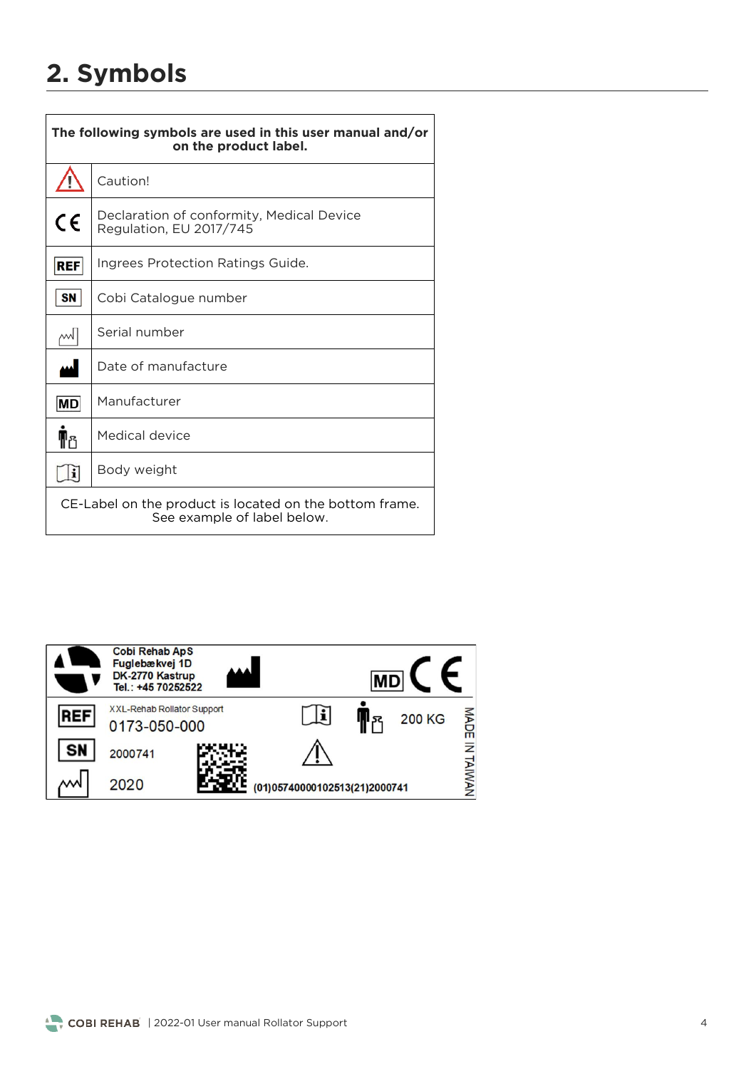# 2. Symbols

| The following symbols are used in this user manual and/or on the product label. | |
|---|---|
| ⚠ | Caution! |
| CE | Declaration of conformity, Medical Device Regulation, EU 2017/745 |
| REF | Ingrees Protection Ratings Guide. |
| SN | Cobi Catalogue number |
| | Serial number |
| | Date of manufacture |
| MD | Manufacturer |
| | Medical device |
| | Body weight |
| CE-Label on the product is located on the bottom frame. See example of label below. | |

Cobi Rehab ApS
Fuglebækvej 1D
DK-2770 Kastrup
Tel.: +45 70252522

MD CE

REF XXL-Rehab Rollator Support
0173-050-000

200 KG

SN 2000741

2020

(01)05740000102513(21)2000741

MADE IN TAIWAN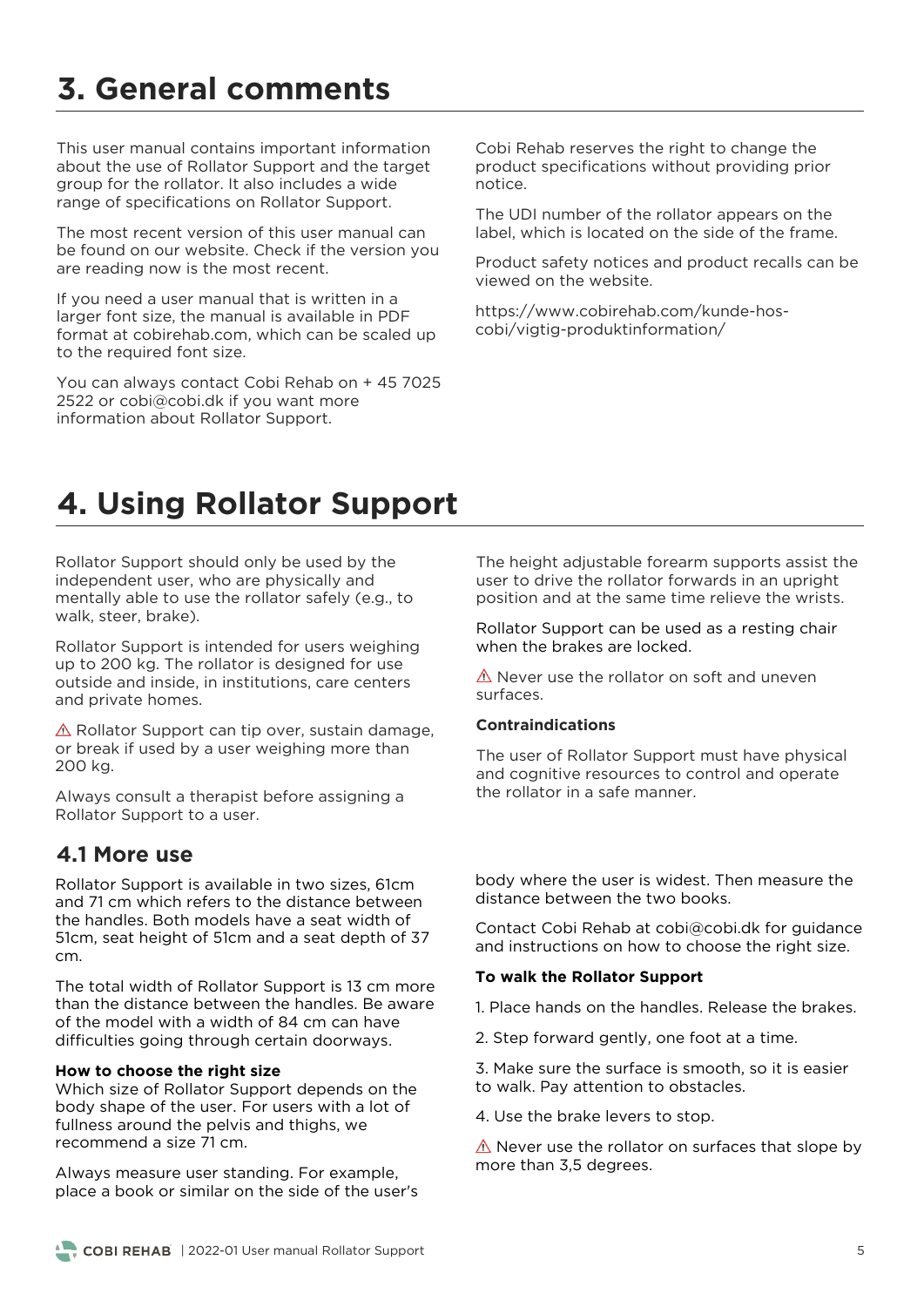# 3. General comments

This user manual contains important information about the use of Rollator Support and the target group for the rollator. It also includes a wide range of specifications on Rollator Support.

The most recent version of this user manual can be found on our website. Check if the version you are reading now is the most recent.

If you need a user manual that is written in a larger font size, the manual is available in PDF format at cobirehab.com, which can be scaled up to the required font size.

You can always contact Cobi Rehab on + 45 7025 2522 or cobi@cobi.dk if you want more information about Rollator Support.

Cobi Rehab reserves the right to change the product specifications without providing prior notice.

The UDI number of the rollator appears on the label, which is located on the side of the frame.

Product safety notices and product recalls can be viewed on the website.

https://www.cobirehab.com/kunde-hos-cobi/vigtig-produktinformation/

# 4. Using Rollator Support

Rollator Support should only be used by the independent user, who are physically and mentally able to use the rollator safely (e.g., to walk, steer, brake).

Rollator Support is intended for users weighing up to 200 kg. The rollator is designed for use outside and inside, in institutions, care centers and private homes.

⚠ Rollator Support can tip over, sustain damage, or break if used by a user weighing more than 200 kg.

Always consult a therapist before assigning a Rollator Support to a user.

The height adjustable forearm supports assist the user to drive the rollator forwards in an upright position and at the same time relieve the wrists.

Rollator Support can be used as a resting chair when the brakes are locked.

⚠ Never use the rollator on soft and uneven surfaces.

**Contraindications**

The user of Rollator Support must have physical and cognitive resources to control and operate the rollator in a safe manner.

## 4.1 More use

Rollator Support is available in two sizes, 61cm and 71 cm which refers to the distance between the handles. Both models have a seat width of 51cm, seat height of 51cm and a seat depth of 37 cm.

The total width of Rollator Support is 13 cm more than the distance between the handles. Be aware of the model with a width of 84 cm can have difficulties going through certain doorways.

**How to choose the right size**
Which size of Rollator Support depends on the body shape of the user. For users with a lot of fullness around the pelvis and thighs, we recommend a size 71 cm.

Always measure user standing. For example, place a book or similar on the side of the user's body where the user is widest. Then measure the distance between the two books.

Contact Cobi Rehab at cobi@cobi.dk for guidance and instructions on how to choose the right size.

**To walk the Rollator Support**

1. Place hands on the handles. Release the brakes.

2. Step forward gently, one foot at a time.

3. Make sure the surface is smooth, so it is easier to walk. Pay attention to obstacles.

4. Use the brake levers to stop.

⚠ Never use the rollator on surfaces that slope by more than 3,5 degrees.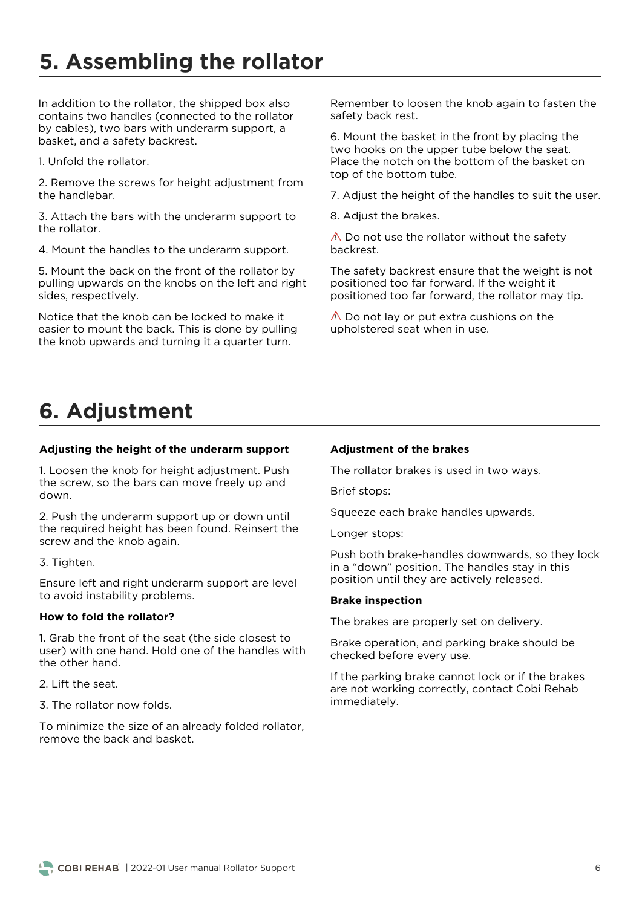# 5. Assembling the rollator

In addition to the rollator, the shipped box also contains two handles (connected to the rollator by cables), two bars with underarm support, a basket, and a safety backrest.

1. Unfold the rollator.

2. Remove the screws for height adjustment from the handlebar.

3. Attach the bars with the underarm support to the rollator.

4. Mount the handles to the underarm support.

5. Mount the back on the front of the rollator by pulling upwards on the knobs on the left and right sides, respectively.

Notice that the knob can be locked to make it easier to mount the back. This is done by pulling the knob upwards and turning it a quarter turn.

Remember to loosen the knob again to fasten the safety back rest.

6. Mount the basket in the front by placing the two hooks on the upper tube below the seat. Place the notch on the bottom of the basket on top of the bottom tube.

7. Adjust the height of the handles to suit the user.

8. Adjust the brakes.

⚠ Do not use the rollator without the safety backrest.

The safety backrest ensure that the weight is not positioned too far forward. If the weight it positioned too far forward, the rollator may tip.

⚠ Do not lay or put extra cushions on the upholstered seat when in use.

# 6. Adjustment

**Adjusting the height of the underarm support**

1. Loosen the knob for height adjustment. Push the screw, so the bars can move freely up and down.

2. Push the underarm support up or down until the required height has been found. Reinsert the screw and the knob again.

3. Tighten.

Ensure left and right underarm support are level to avoid instability problems.

**How to fold the rollator?**

1. Grab the front of the seat (the side closest to user) with one hand. Hold one of the handles with the other hand.

2. Lift the seat.

3. The rollator now folds.

To minimize the size of an already folded rollator, remove the back and basket.

**Adjustment of the brakes**

The rollator brakes is used in two ways.

Brief stops:

Squeeze each brake handles upwards.

Longer stops:

Push both brake-handles downwards, so they lock in a "down" position. The handles stay in this position until they are actively released.

**Brake inspection**

The brakes are properly set on delivery.

Brake operation, and parking brake should be checked before every use.

If the parking brake cannot lock or if the brakes are not working correctly, contact Cobi Rehab immediately.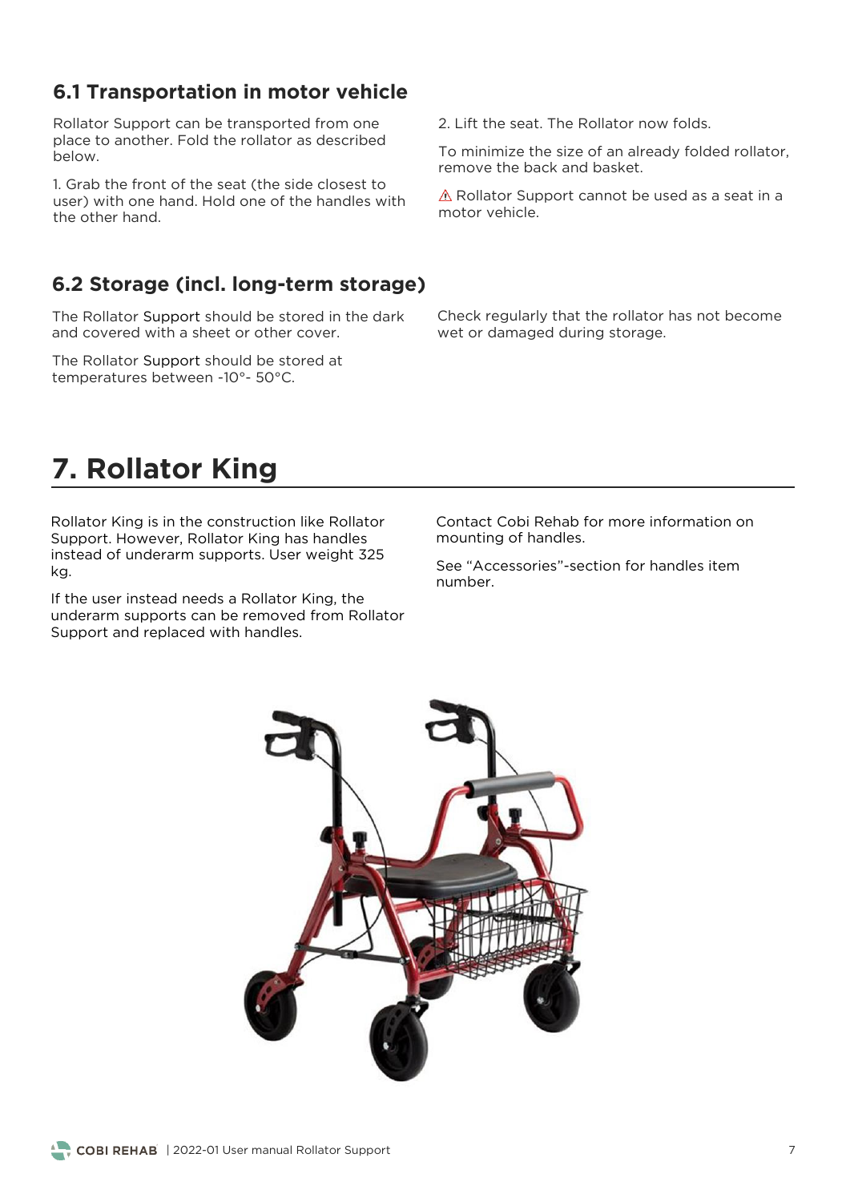## 6.1 Transportation in motor vehicle

Rollator Support can be transported from one place to another. Fold the rollator as described below.

1. Grab the front of the seat (the side closest to user) with one hand. Hold one of the handles with the other hand.

2. Lift the seat. The Rollator now folds.

To minimize the size of an already folded rollator, remove the back and basket.

⚠ Rollator Support cannot be used as a seat in a motor vehicle.

## 6.2 Storage (incl. long-term storage)

The Rollator Support should be stored in the dark and covered with a sheet or other cover.

The Rollator Support should be stored at temperatures between -10°- 50°C.

Check regularly that the rollator has not become wet or damaged during storage.

# 7. Rollator King

Rollator King is in the construction like Rollator Support. However, Rollator King has handles instead of underarm supports. User weight 325 kg.

If the user instead needs a Rollator King, the underarm supports can be removed from Rollator Support and replaced with handles.

Contact Cobi Rehab for more information on mounting of handles.

See "Accessories"-section for handles item number.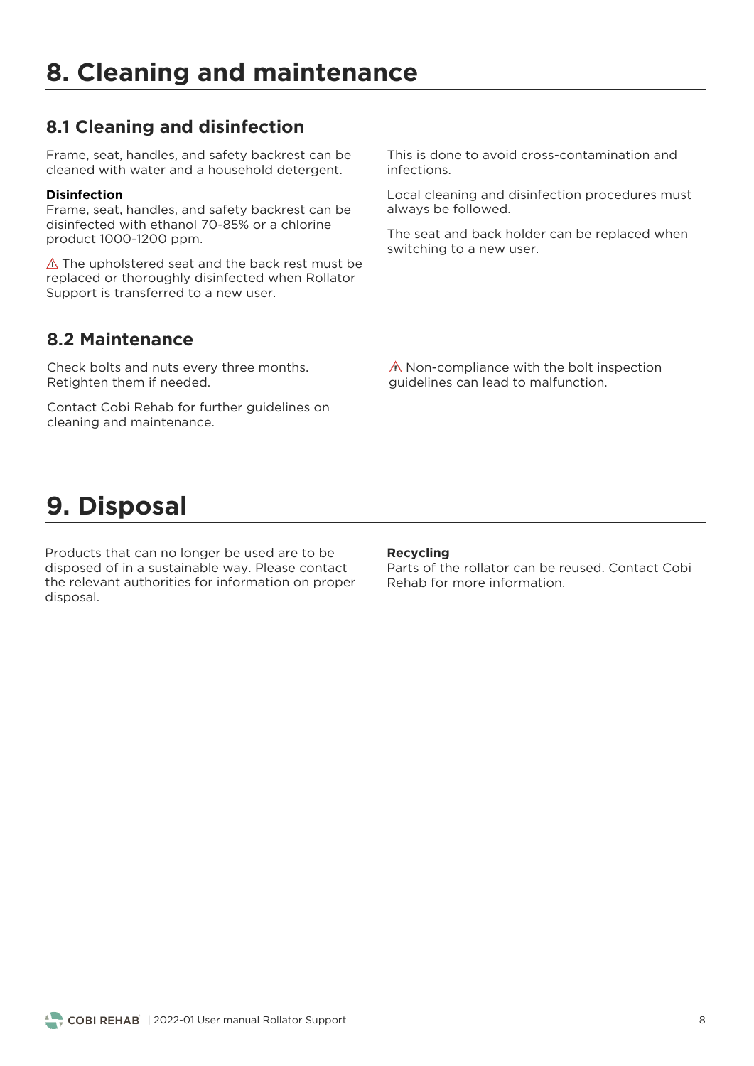# 8. Cleaning and maintenance

## 8.1 Cleaning and disinfection

Frame, seat, handles, and safety backrest can be cleaned with water and a household detergent.

**Disinfection**
Frame, seat, handles, and safety backrest can be disinfected with ethanol 70-85% or a chlorine product 1000-1200 ppm.

⚠ The upholstered seat and the back rest must be replaced or thoroughly disinfected when Rollator Support is transferred to a new user.

This is done to avoid cross-contamination and infections.

Local cleaning and disinfection procedures must always be followed.

The seat and back holder can be replaced when switching to a new user.

## 8.2 Maintenance

Check bolts and nuts every three months. Retighten them if needed.

Contact Cobi Rehab for further guidelines on cleaning and maintenance.

⚠ Non-compliance with the bolt inspection guidelines can lead to malfunction.

# 9. Disposal

Products that can no longer be used are to be disposed of in a sustainable way. Please contact the relevant authorities for information on proper disposal.

**Recycling**
Parts of the rollator can be reused. Contact Cobi Rehab for more information.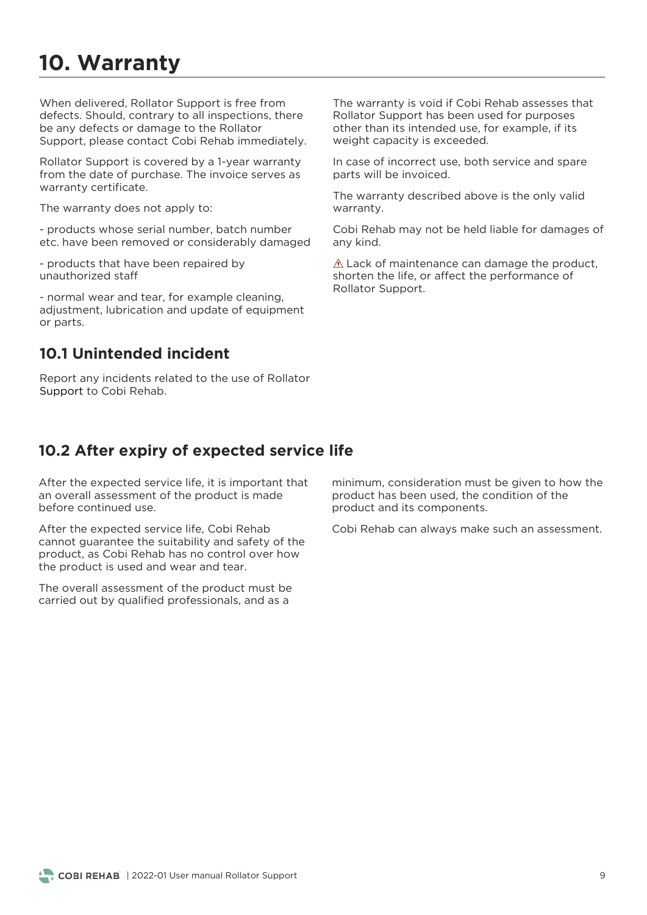# 10. Warranty

When delivered, Rollator Support is free from defects. Should, contrary to all inspections, there be any defects or damage to the Rollator Support, please contact Cobi Rehab immediately.

Rollator Support is covered by a 1-year warranty from the date of purchase. The invoice serves as warranty certificate.

The warranty does not apply to:

- products whose serial number, batch number etc. have been removed or considerably damaged

- products that have been repaired by unauthorized staff

- normal wear and tear, for example cleaning, adjustment, lubrication and update of equipment or parts.

The warranty is void if Cobi Rehab assesses that Rollator Support has been used for purposes other than its intended use, for example, if its weight capacity is exceeded.

In case of incorrect use, both service and spare parts will be invoiced.

The warranty described above is the only valid warranty.

Cobi Rehab may not be held liable for damages of any kind.

⚠ Lack of maintenance can damage the product, shorten the life, or affect the performance of Rollator Support.

## 10.1 Unintended incident

Report any incidents related to the use of Rollator Support to Cobi Rehab.

## 10.2 After expiry of expected service life

After the expected service life, it is important that an overall assessment of the product is made before continued use.

After the expected service life, Cobi Rehab cannot guarantee the suitability and safety of the product, as Cobi Rehab has no control over how the product is used and wear and tear.

The overall assessment of the product must be carried out by qualified professionals, and as a minimum, consideration must be given to how the product has been used, the condition of the product and its components.

Cobi Rehab can always make such an assessment.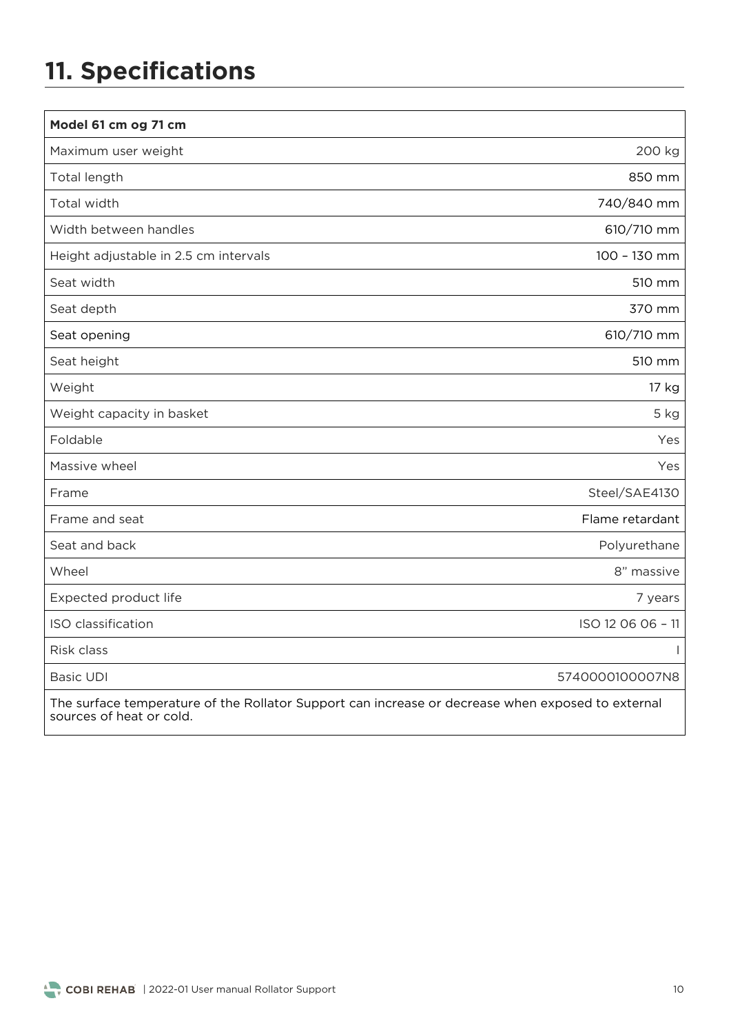# 11. Specifications

| Model 61 cm og 71 cm | |
|---|---|
| Maximum user weight | 200 kg |
| Total length | 850 mm |
| Total width | 740/840 mm |
| Width between handles | 610/710 mm |
| Height adjustable in 2.5 cm intervals | 100 – 130 mm |
| Seat width | 510 mm |
| Seat depth | 370 mm |
| Seat opening | 610/710 mm |
| Seat height | 510 mm |
| Weight | 17 kg |
| Weight capacity in basket | 5 kg |
| Foldable | Yes |
| Massive wheel | Yes |
| Frame | Steel/SAE4130 |
| Frame and seat | Flame retardant |
| Seat and back | Polyurethane |
| Wheel | 8" massive |
| Expected product life | 7 years |
| ISO classification | ISO 12 06 06 – 11 |
| Risk class | I |
| Basic UDI | 5740000100007N8 |
| The surface temperature of the Rollator Support can increase or decrease when exposed to external sources of heat or cold. | |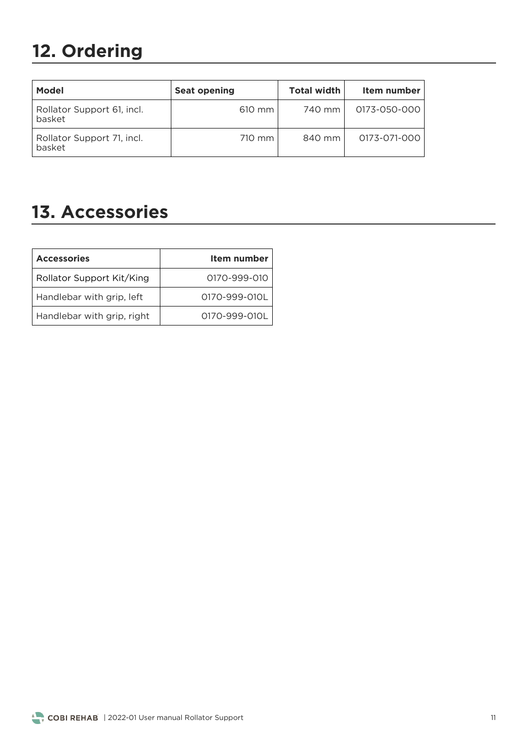## 12. Ordering

| Model | Seat opening | Total width | Item number |
|---|---|---|---|
| Rollator Support 61, incl. basket | 610 mm | 740 mm | 0173-050-000 |
| Rollator Support 71, incl. basket | 710 mm | 840 mm | 0173-071-000 |

## 13. Accessories

| Accessories | Item number |
|---|---|
| Rollator Support Kit/King | 0170-999-010 |
| Handlebar with grip, left | 0170-999-010L |
| Handlebar with grip, right | 0170-999-010L |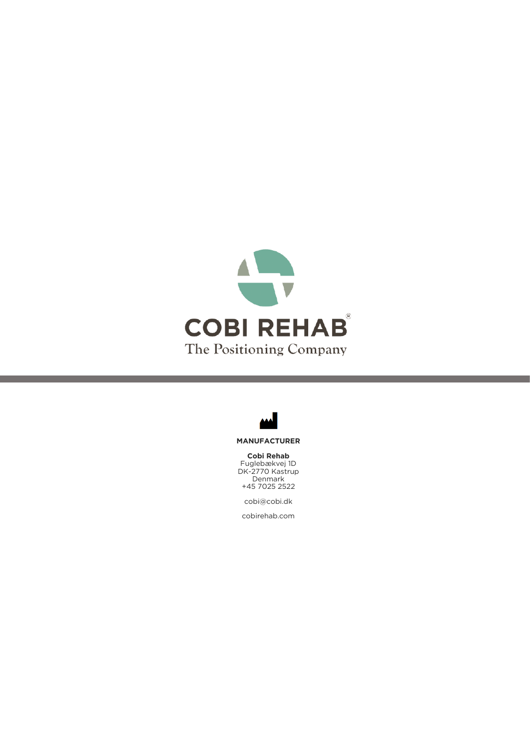COBI REHAB®

The Positioning Company

**MANUFACTURER**

**Cobi Rehab**
Fuglebækvej 1D
DK-2770 Kastrup
Denmark
+45 7025 2522

cobi@cobi.dk

cobirehab.com